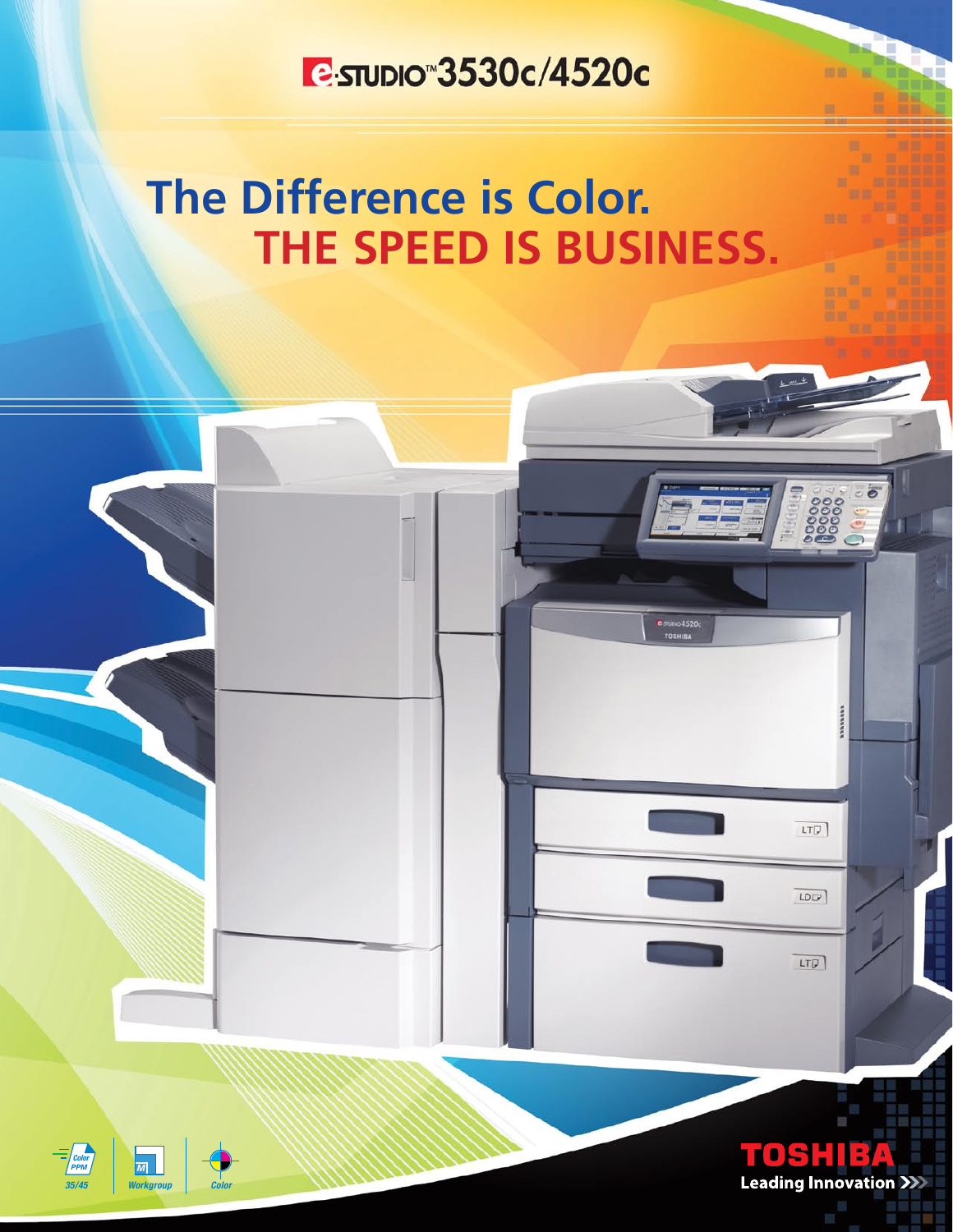# e-STUDIO™3530c/4520c

## The Difference is Color.
## THE SPEED IS BUSINESS.

Color PPM 35/45

Workgroup

Color

**TOSHIBA**
Leading Innovation >>>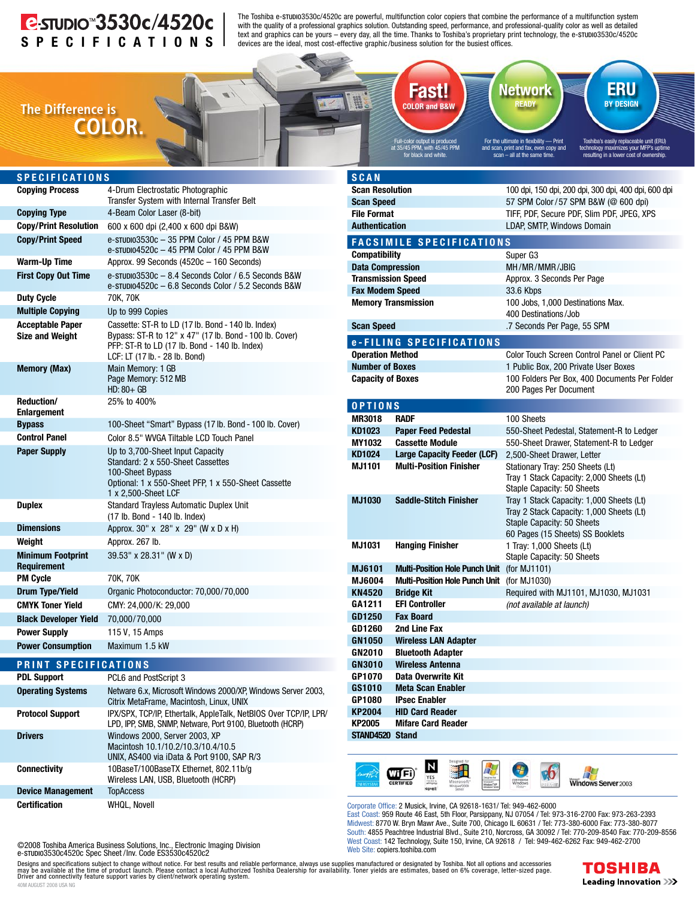# e-STUDIO™3530c/4520c SPECIFICATIONS

The Toshiba e-STUDIO3530c/4520c are powerful, multifunction color copiers that combine the performance of a multifunction system with the quality of a professional graphics solution. Outstanding speed, performance, and professional-quality color as well as detailed text and graphics can be yours – every day, all the time. Thanks to Toshiba's proprietary print technology, the e-STUDIO3530c/4520c devices are the ideal, most cost-effective graphic/business solution for the busiest offices.

The Difference is COLOR.

**Fast!** COLOR and B&W — Full-color output is produced at 35/45 PPM, with 45/45 PPM for black and white.

**Network** READY — For the ultimate in flexibility — Print and scan, print and fax, even copy and scan – all at the same time.

**ERU** BY DESIGN — Toshiba's easily replaceable unit (ERU) technology maximizes your MFP's uptime resulting in a lower cost of ownership.

## SPECIFICATIONS

| | |
|---|---|
| **Copying Process** | 4-Drum Electrostatic Photographic Transfer System with Internal Transfer Belt |
| **Copying Type** | 4-Beam Color Laser (8-bit) |
| **Copy/Print Resolution** | 600 x 600 dpi (2,400 x 600 dpi B&W) |
| **Copy/Print Speed** | e-STUDIO3530c – 35 PPM Color / 45 PPM B&W<br>e-STUDIO4520c – 45 PPM Color / 45 PPM B&W |
| **Warm-Up Time** | Approx. 99 Seconds (4520c – 160 Seconds) |
| **First Copy Out Time** | e-STUDIO3530c – 8.4 Seconds Color / 6.5 Seconds B&W<br>e-STUDIO4520c – 6.8 Seconds Color / 5.2 Seconds B&W |
| **Duty Cycle** | 70K, 70K |
| **Multiple Copying** | Up to 999 Copies |
| **Acceptable Paper Size and Weight** | Cassette: ST-R to LD (17 lb. Bond - 140 lb. Index)<br>Bypass: ST-R to 12" x 47" (17 lb. Bond - 100 lb. Cover)<br>PFP: ST-R to LD (17 lb. Bond - 140 lb. Index)<br>LCF: LT (17 lb. - 28 lb. Bond) |
| **Memory (Max)** | Main Memory: 1 GB<br>Page Memory: 512 MB<br>HD: 80+ GB |
| **Reduction/ Enlargement** | 25% to 400% |
| **Bypass** | 100-Sheet "Smart" Bypass (17 lb. Bond - 100 lb. Cover) |
| **Control Panel** | Color 8.5" WVGA Tiltable LCD Touch Panel |
| **Paper Supply** | Up to 3,700-Sheet Input Capacity<br>Standard: 2 x 550-Sheet Cassettes<br>100-Sheet Bypass<br>Optional: 1 x 550-Sheet PFP, 1 x 550-Sheet Cassette<br>1 x 2,500-Sheet LCF |
| **Duplex** | Standard Trayless Automatic Duplex Unit<br>(17 lb. Bond - 140 lb. Index) |
| **Dimensions** | Approx. 30" x 28" x 29" (W x D x H) |
| **Weight** | Approx. 267 lb. |
| **Minimum Footprint Requirement** | 39.53" x 28.31" (W x D) |
| **PM Cycle** | 70K, 70K |
| **Drum Type/Yield** | Organic Photoconductor: 70,000/70,000 |
| **CMYK Toner Yield** | CMY: 24,000/K: 29,000 |
| **Black Developer Yield** | 70,000/70,000 |
| **Power Supply** | 115 V, 15 Amps |
| **Power Consumption** | Maximum 1.5 kW |

## PRINT SPECIFICATIONS

| | |
|---|---|
| **PDL Support** | PCL6 and PostScript 3 |
| **Operating Systems** | Netware 6.x, Microsoft Windows 2000/XP, Windows Server 2003, Citrix MetaFrame, Macintosh, Linux, UNIX |
| **Protocol Support** | IPX/SPX, TCP/IP, Ethertalk, AppleTalk, NetBIOS Over TCP/IP, LPR/LPD, IPP, SMB, SNMP, Netware, Port 9100, Bluetooth (HCRP) |
| **Drivers** | Windows 2000, Server 2003, XP<br>Macintosh 10.1/10.2/10.3/10.4/10.5<br>UNIX, AS400 via iData & Port 9100, SAP R/3 |
| **Connectivity** | 10BaseT/100BaseTX Ethernet, 802.11b/g<br>Wireless LAN, USB, Bluetooth (HCRP) |
| **Device Management** | TopAccess |
| **Certification** | WHQL, Novell |

## SCAN

| | |
|---|---|
| **Scan Resolution** | 100 dpi, 150 dpi, 200 dpi, 300 dpi, 400 dpi, 600 dpi |
| **Scan Speed** | 57 SPM Color / 57 SPM B&W (@ 600 dpi) |
| **File Format** | TIFF, PDF, Secure PDF, Slim PDF, JPEG, XPS |
| **Authentication** | LDAP, SMTP, Windows Domain |

## FACSIMILE SPECIFICATIONS

| | |
|---|---|
| **Compatibility** | Super G3 |
| **Data Compression** | MH/MR/MMR/JBIG |
| **Transmission Speed** | Approx. 3 Seconds Per Page |
| **Fax Modem Speed** | 33.6 Kbps |
| **Memory Transmission** | 100 Jobs, 1,000 Destinations Max.<br>400 Destinations/Job |
| **Scan Speed** | .7 Seconds Per Page, 55 SPM |

## e-FILING SPECIFICATIONS

| | |
|---|---|
| **Operation Method** | Color Touch Screen Control Panel or Client PC |
| **Number of Boxes** | 1 Public Box, 200 Private User Boxes |
| **Capacity of Boxes** | 100 Folders Per Box, 400 Documents Per Folder<br>200 Pages Per Document |

## OPTIONS

| | | |
|---|---|---|
| **MR3018** | **RADF** | 100 Sheets |
| **KD1023** | **Paper Feed Pedestal** | 550-Sheet Pedestal, Statement-R to Ledger |
| **MY1032** | **Cassette Module** | 550-Sheet Drawer, Statement-R to Ledger |
| **KD1024** | **Large Capacity Feeder (LCF)** | 2,500-Sheet Drawer, Letter |
| **MJ1101** | **Multi-Position Finisher** | Stationary Tray: 250 Sheets (Lt)<br>Tray 1 Stack Capacity: 2,000 Sheets (Lt)<br>Staple Capacity: 50 Sheets |
| **MJ1030** | **Saddle-Stitch Finisher** | Tray 1 Stack Capacity: 1,000 Sheets (Lt)<br>Tray 2 Stack Capacity: 1,000 Sheets (Lt)<br>Staple Capacity: 50 Sheets<br>60 Pages (15 Sheets) SS Booklets |
| **MJ1031** | **Hanging Finisher** | 1 Tray: 1,000 Sheets (Lt)<br>Staple Capacity: 50 Sheets |
| **MJ6101** | **Multi-Position Hole Punch Unit** | (for MJ1101) |
| **MJ6004** | **Multi-Position Hole Punch Unit** | (for MJ1030) |
| **KN4520** | **Bridge Kit** | Required with MJ1101, MJ1030, MJ1031 |
| **GA1211** | **EFI Controller** | *(not available at launch)* |
| **GD1250** | **Fax Board** | |
| **GD1260** | **2nd Line Fax** | |
| **GN1050** | **Wireless LAN Adapter** | |
| **GN2010** | **Bluetooth Adapter** | |
| **GN3010** | **Wireless Antenna** | |
| **GP1070** | **Data Overwrite Kit** | |
| **GS1010** | **Meta Scan Enabler** | |
| **GP1080** | **IPsec Enabler** | |
| **KP2004** | **HID Card Reader** | |
| **KP2005** | **Mifare Card Reader** | |
| **STAND4520** | **Stand** | |

Corporate Office: 2 Musick, Irvine, CA 92618-1631/ Tel: 949-462-6000
East Coast: 959 Route 46 East, 5th Floor, Parsippany, NJ 07054 / Tel: 973-316-2700 Fax: 973-263-2393
Midwest: 8770 W. Bryn Mawr Ave., Suite 700, Chicago IL 60631 / Tel: 773-380-6000 Fax: 773-380-8077
South: 4855 Peachtree Industrial Blvd., Suite 210, Norcross, GA 30092 / Tel: 770-209-8540 Fax: 770-209-8556
West Coast: 142 Technology, Suite 150, Irvine, CA 92618 / Tel: 949-462-6262 Fax: 949-462-2700
Web Site: copiers.toshiba.com

©2008 Toshiba America Business Solutions, Inc., Electronic Imaging Division
e-STUDIO3530c4520c Spec Sheet /Inv. Code ES3530c4520c2

Designs and specifications subject to change without notice. For best results and reliable performance, always use supplies manufactured or designated by Toshiba. Not all options and accessories may be available at the time of product launch. Please contact a local Authorized Toshiba Dealership for availability. Toner yields are estimates, based on 6% coverage, letter-sized page. Driver and connectivity feature support varies by client/network operating system.

40M AUGUST 2008 USA NG

TOSHIBA Leading Innovation >>>